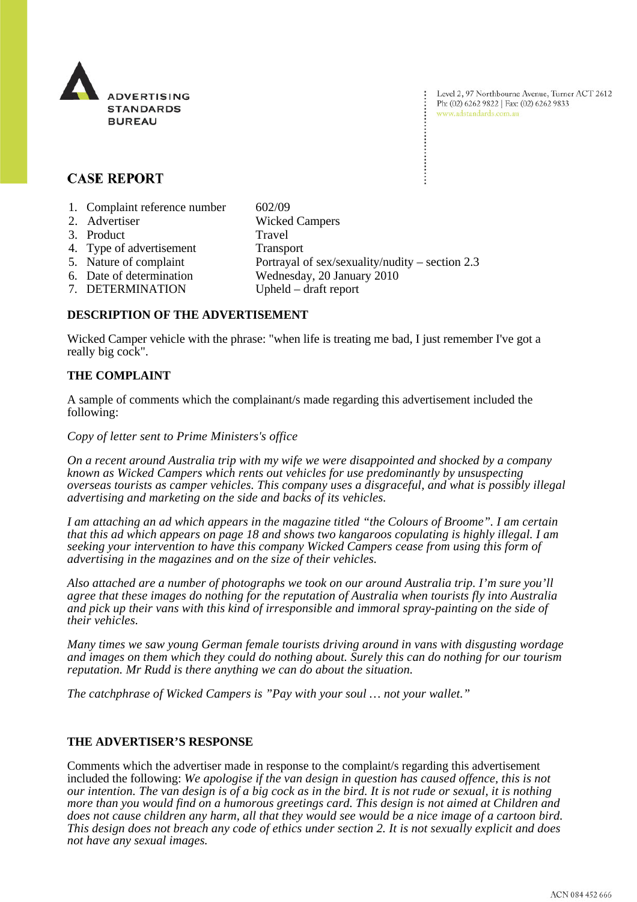ADVERTISING STANDARDS BUREAU

Level 2, 97 Northbourne Avenue, Turner ACT 2612
Ph: (02) 6262 9822 | Fax: (02) 6262 9833
www.adstandards.com.au

# CASE REPORT

| | | |
|---|---|---|
| 1. | Complaint reference number | 602/09 |
| 2. | Advertiser | Wicked Campers |
| 3. | Product | Travel |
| 4. | Type of advertisement | Transport |
| 5. | Nature of complaint | Portrayal of sex/sexuality/nudity – section 2.3 |
| 6. | Date of determination | Wednesday, 20 January 2010 |
| 7. | DETERMINATION | Upheld – draft report |

## DESCRIPTION OF THE ADVERTISEMENT

Wicked Camper vehicle with the phrase: "when life is treating me bad, I just remember I've got a really big cock".

## THE COMPLAINT

A sample of comments which the complainant/s made regarding this advertisement included the following:

*Copy of letter sent to Prime Ministers's office*

*On a recent around Australia trip with my wife we were disappointed and shocked by a company known as Wicked Campers which rents out vehicles for use predominantly by unsuspecting overseas tourists as camper vehicles. This company uses a disgraceful, and what is possibly illegal advertising and marketing on the side and backs of its vehicles.*

*I am attaching an ad which appears in the magazine titled "the Colours of Broome". I am certain that this ad which appears on page 18 and shows two kangaroos copulating is highly illegal. I am seeking your intervention to have this company Wicked Campers cease from using this form of advertising in the magazines and on the size of their vehicles.*

*Also attached are a number of photographs we took on our around Australia trip. I'm sure you'll agree that these images do nothing for the reputation of Australia when tourists fly into Australia and pick up their vans with this kind of irresponsible and immoral spray-painting on the side of their vehicles.*

*Many times we saw young German female tourists driving around in vans with disgusting wordage and images on them which they could do nothing about. Surely this can do nothing for our tourism reputation. Mr Rudd is there anything we can do about the situation.*

*The catchphrase of Wicked Campers is "Pay with your soul … not your wallet."*

## THE ADVERTISER'S RESPONSE

Comments which the advertiser made in response to the complaint/s regarding this advertisement included the following: *We apologise if the van design in question has caused offence, this is not our intention. The van design is of a big cock as in the bird. It is not rude or sexual, it is nothing more than you would find on a humorous greetings card. This design is not aimed at Children and does not cause children any harm, all that they would see would be a nice image of a cartoon bird. This design does not breach any code of ethics under section 2. It is not sexually explicit and does not have any sexual images.*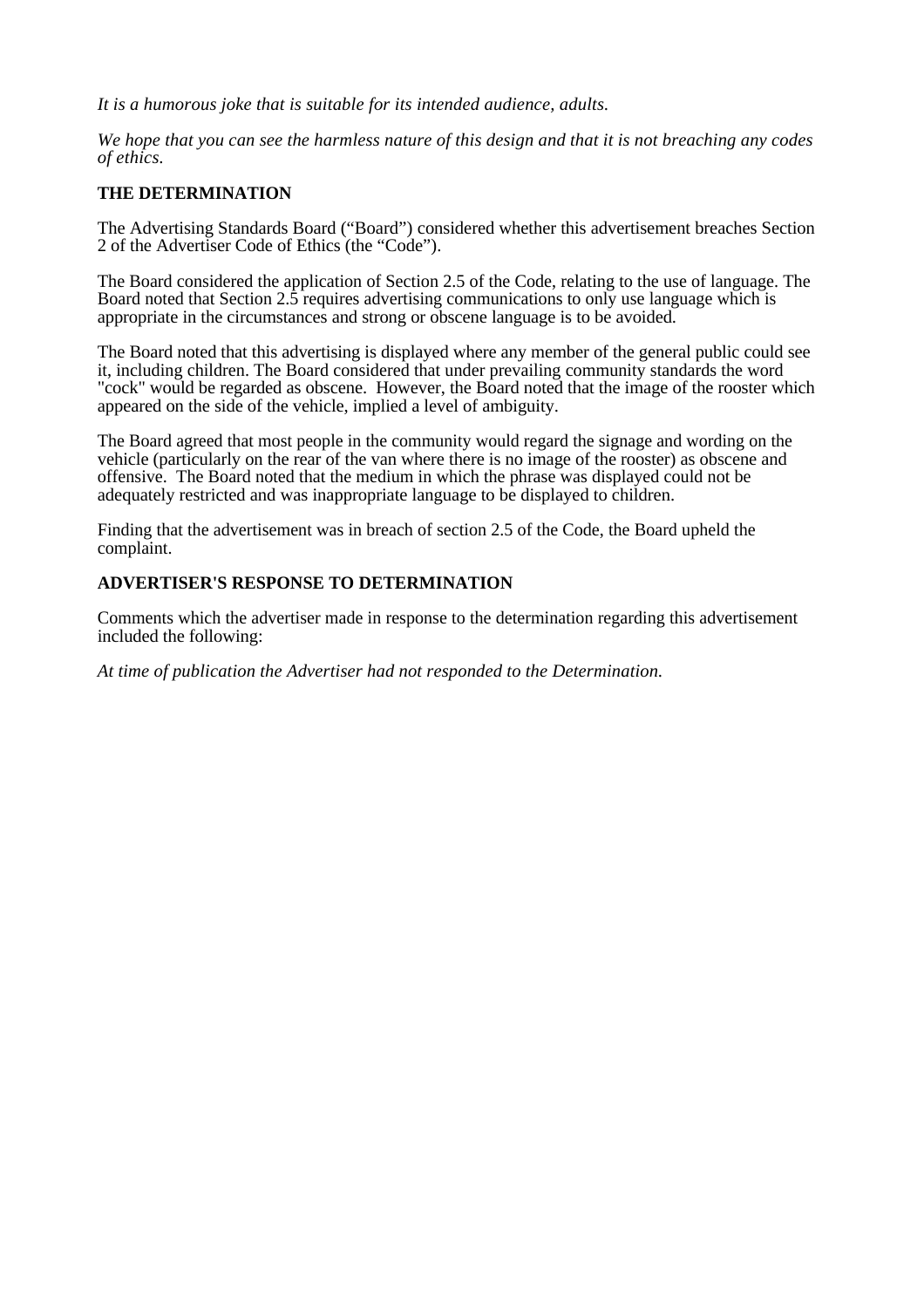*It is a humorous joke that is suitable for its intended audience, adults.*

*We hope that you can see the harmless nature of this design and that it is not breaching any codes of ethics.*

**THE DETERMINATION**

The Advertising Standards Board ("Board") considered whether this advertisement breaches Section 2 of the Advertiser Code of Ethics (the "Code").

The Board considered the application of Section 2.5 of the Code, relating to the use of language. The Board noted that Section 2.5 requires advertising communications to only use language which is appropriate in the circumstances and strong or obscene language is to be avoided.

The Board noted that this advertising is displayed where any member of the general public could see it, including children. The Board considered that under prevailing community standards the word "cock" would be regarded as obscene. However, the Board noted that the image of the rooster which appeared on the side of the vehicle, implied a level of ambiguity.

The Board agreed that most people in the community would regard the signage and wording on the vehicle (particularly on the rear of the van where there is no image of the rooster) as obscene and offensive. The Board noted that the medium in which the phrase was displayed could not be adequately restricted and was inappropriate language to be displayed to children.

Finding that the advertisement was in breach of section 2.5 of the Code, the Board upheld the complaint.

**ADVERTISER'S RESPONSE TO DETERMINATION**

Comments which the advertiser made in response to the determination regarding this advertisement included the following:

*At time of publication the Advertiser had not responded to the Determination.*